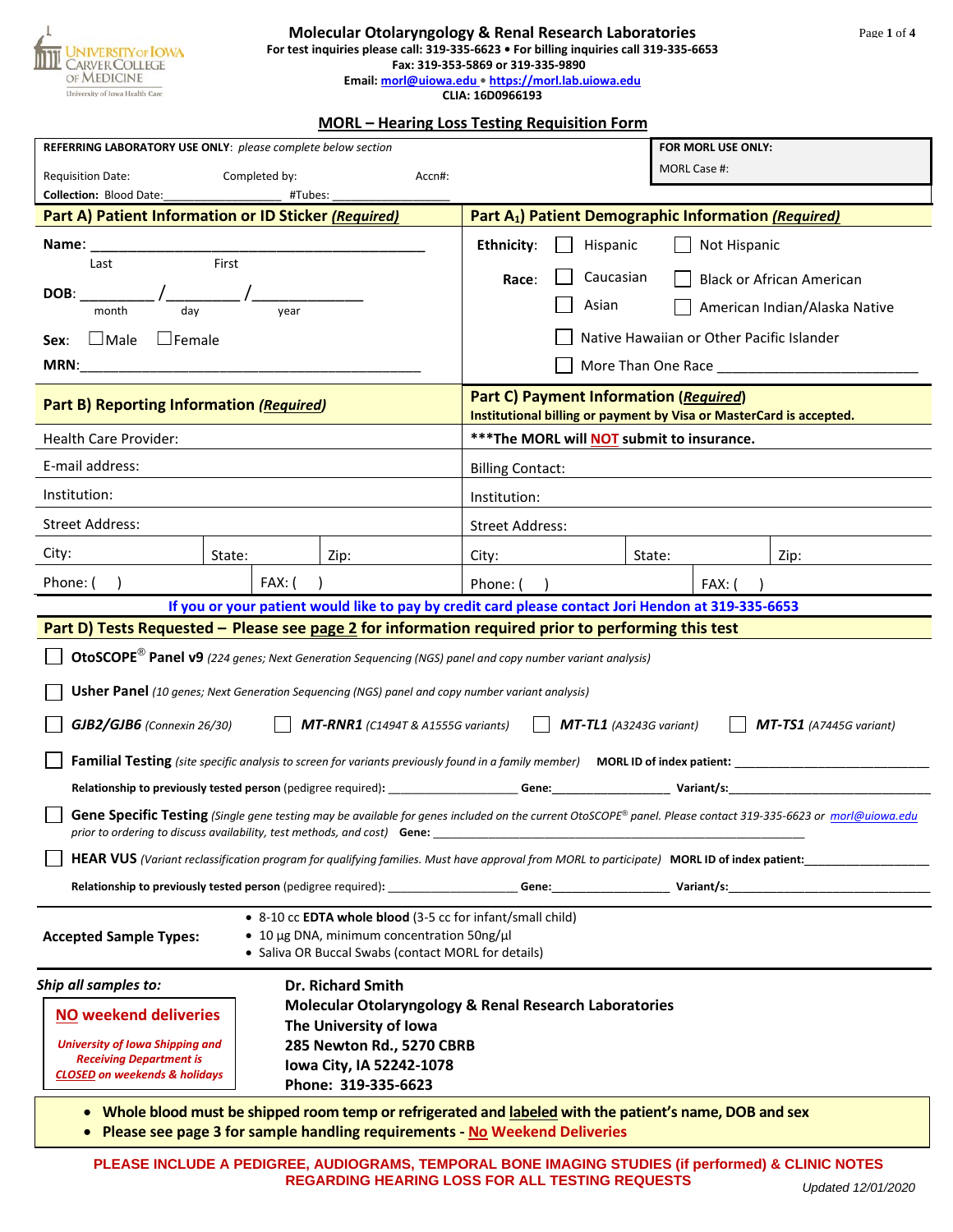University of Iowa Carver College of Medicine
University of Iowa Health Care

# Molecular Otolaryngology & Renal Research Laboratories

For test inquiries please call: 319-335-6623 • For billing inquiries call 319-335-6653
Fax: 319-353-5869 or 319-335-9890
Email: morl@uiowa.edu • https://morl.lab.uiowa.edu
CLIA: 16D0966193

## MORL – Hearing Loss Testing Requisition Form

**REFERRING LABORATORY USE ONLY**: *please complete below section*

Requisition Date: Completed by: Accn#:

**Collection:** Blood Date:_________________ #Tubes: _________________

**FOR MORL USE ONLY:**
MORL Case #:

### Part A) Patient Information or ID Sticker *(Required)*

**Name**: ___________________________________________
Last First

**DOB**: _________ / _________ / _____________
month day year

**Sex**: ☐ Male ☐ Female

**MRN**:___________________________________________

### Part A₁) Patient Demographic Information *(Required)*

**Ethnicity**: ☐ Hispanic ☐ Not Hispanic

**Race**: ☐ Caucasian ☐ Black or African American
☐ Asian ☐ American Indian/Alaska Native
☐ Native Hawaiian or Other Pacific Islander
☐ More Than One Race _________________________

### Part B) Reporting Information *(Required)*

Health Care Provider:
E-mail address:
Institution:
Street Address:
City: State: Zip:
Phone: ( ) FAX: ( )

### Part C) Payment Information *(Required)*

**Institutional billing or payment by Visa or MasterCard is accepted.**

**\*\*\*The MORL will NOT submit to insurance.**

Billing Contact:
Institution:
Street Address:
City: State: Zip:
Phone: ( ) FAX: ( )

**If you or your patient would like to pay by credit card please contact Jori Hendon at 319-335-6653**

### Part D) Tests Requested – Please see page 2 for information required prior to performing this test

☐ **OtoSCOPE® Panel v9** *(224 genes; Next Generation Sequencing (NGS) panel and copy number variant analysis)*

☐ **Usher Panel** *(10 genes; Next Generation Sequencing (NGS) panel and copy number variant analysis)*

☐ ***GJB2/GJB6*** *(Connexin 26/30)* ☐ ***MT-RNR1*** *(C1494T & A1555G variants)* ☐ ***MT-TL1*** *(A3243G variant)* ☐ ***MT-TS1*** *(A7445G variant)*

☐ **Familial Testing** *(site specific analysis to screen for variants previously found in a family member)* **MORL ID of index patient:** ___________________________

**Relationship to previously tested person** (pedigree required): ___________________ **Gene:**_________________ **Variant/s:**_____________________________

☐ **Gene Specific Testing** *(Single gene testing may be available for genes included on the current OtoSCOPE® panel. Please contact 319-335-6623 or morl@uiowa.edu prior to ordering to discuss availability, test methods, and cost)* **Gene:** ___________________________________________________

☐ **HEAR VUS** *(Variant reclassification program for qualifying families. Must have approval from MORL to participate)* **MORL ID of index patient:**__________________

**Relationship to previously tested person** (pedigree required): ___________________ **Gene:**_________________ **Variant/s:**_____________________________

**Accepted Sample Types:**
- 8-10 cc **EDTA whole blood** (3-5 cc for infant/small child)
- 10 µg DNA, minimum concentration 50ng/µl
- Saliva OR Buccal Swabs (contact MORL for details)

***Ship all samples to:***

**Dr. Richard Smith**
**Molecular Otolaryngology & Renal Research Laboratories**
**The University of Iowa**
**285 Newton Rd., 5270 CBRB**
**Iowa City, IA 52242-1078**
**Phone: 319-335-6623**

**NO weekend deliveries**
***University of Iowa Shipping and Receiving Department is CLOSED on weekends & holidays***

- **Whole blood must be shipped room temp or refrigerated and labeled with the patient's name, DOB and sex**
- **Please see page 3 for sample handling requirements - No Weekend Deliveries**

**PLEASE INCLUDE A PEDIGREE, AUDIOGRAMS, TEMPORAL BONE IMAGING STUDIES (if performed) & CLINIC NOTES REGARDING HEARING LOSS FOR ALL TESTING REQUESTS**

*Updated 12/01/2020*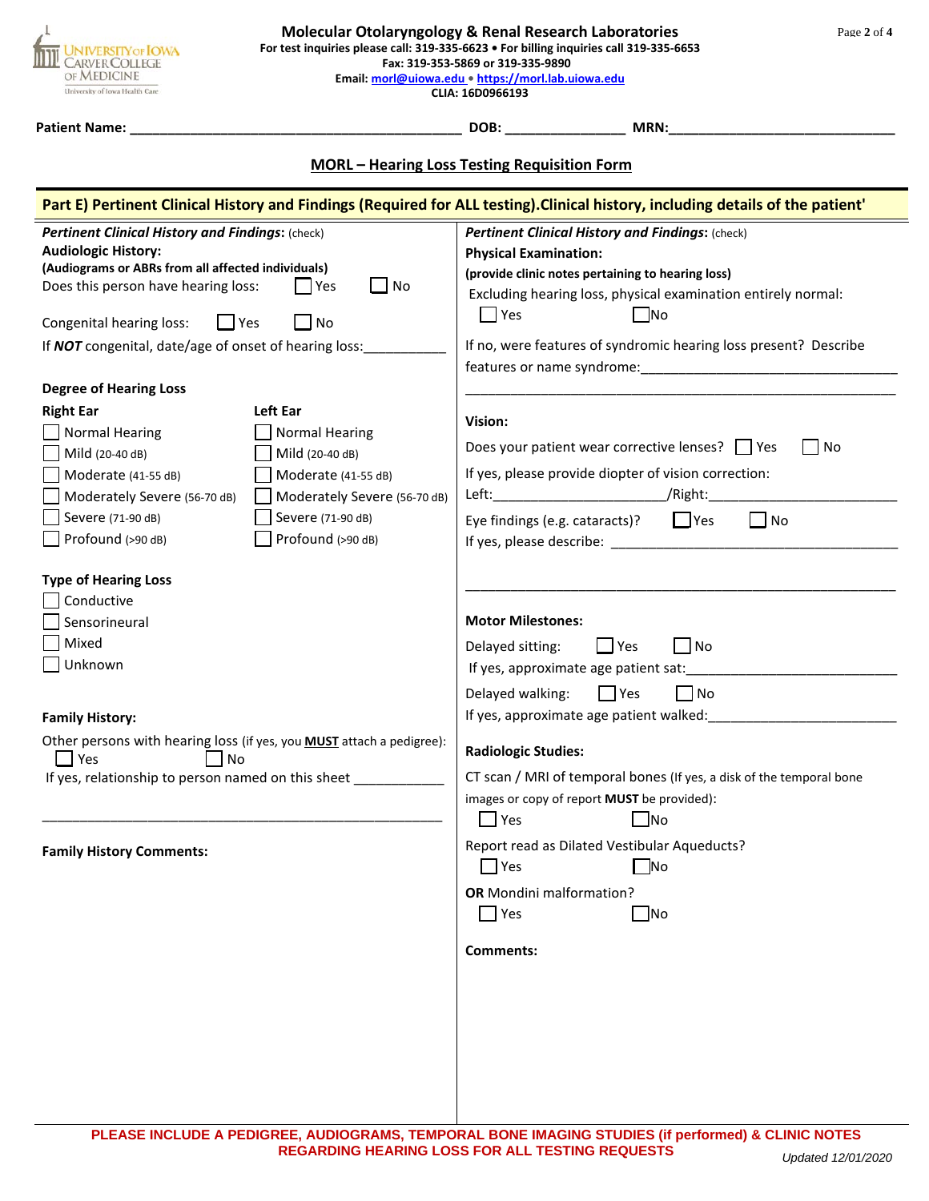**Molecular Otolaryngology & Renal Research Laboratories**
**For test inquiries please call: 319-335-6623 • For billing inquiries call 319-335-6653**
**Fax: 319-353-5869 or 319-335-9890**
**Email: morl@uiowa.edu • https://morl.lab.uiowa.edu**
**CLIA: 16D0966193**

**Patient Name:** ____________________________________________ **DOB:** _______________ **MRN:**______________________________

## MORL – Hearing Loss Testing Requisition Form

### Part E) Pertinent Clinical History and Findings (Required for ALL testing).Clinical history, including details of the patient'

***Pertinent Clinical History and Findings*:** (check)

**Audiologic History:**
**(Audiograms or ABRs from all affected individuals)**

Does this person have hearing loss: ☐ Yes ☐ No

Congenital hearing loss: ☐ Yes ☐ No

If ***NOT*** congenital, date/age of onset of hearing loss:___________

**Degree of Hearing Loss**

| Right Ear | Left Ear |
|---|---|
| ☐ Normal Hearing | ☐ Normal Hearing |
| ☐ Mild (20-40 dB) | ☐ Mild (20-40 dB) |
| ☐ Moderate (41-55 dB) | ☐ Moderate (41-55 dB) |
| ☐ Moderately Severe (56-70 dB) | ☐ Moderately Severe (56-70 dB) |
| ☐ Severe (71-90 dB) | ☐ Severe (71-90 dB) |
| ☐ Profound (>90 dB) | ☐ Profound (>90 dB) |

**Type of Hearing Loss**

- ☐ Conductive
- ☐ Sensorineural
- ☐ Mixed
- ☐ Unknown

**Family History:**

Other persons with hearing loss (if yes, you **MUST** attach a pedigree):
☐ Yes ☐ No

If yes, relationship to person named on this sheet ____________

_________________________________________________________

**Family History Comments:**

***Pertinent Clinical History and Findings*:** (check)

**Physical Examination:**
**(provide clinic notes pertaining to hearing loss)**

Excluding hearing loss, physical examination entirely normal:
☐ Yes ☐ No

If no, were features of syndromic hearing loss present? Describe features or name syndrome:__________________________________

_________________________________________________________

**Vision:**

Does your patient wear corrective lenses? ☐ Yes ☐ No

If yes, please provide diopter of vision correction:
Left:______________________/Right:________________________

Eye findings (e.g. cataracts)? ☐ Yes ☐ No

If yes, please describe: ______________________________________

_________________________________________________________

**Motor Milestones:**

Delayed sitting: ☐ Yes ☐ No

If yes, approximate age patient sat:____________________________

Delayed walking: ☐ Yes ☐ No

If yes, approximate age patient walked:_________________________

**Radiologic Studies:**

CT scan / MRI of temporal bones (If yes, a disk of the temporal bone images or copy of report **MUST** be provided):
☐ Yes ☐ No

Report read as Dilated Vestibular Aqueducts?
☐ Yes ☐ No

**OR** Mondini malformation?
☐ Yes ☐ No

**Comments:**

**PLEASE INCLUDE A PEDIGREE, AUDIOGRAMS, TEMPORAL BONE IMAGING STUDIES (if performed) & CLINIC NOTES REGARDING HEARING LOSS FOR ALL TESTING REQUESTS**

*Updated 12/01/2020*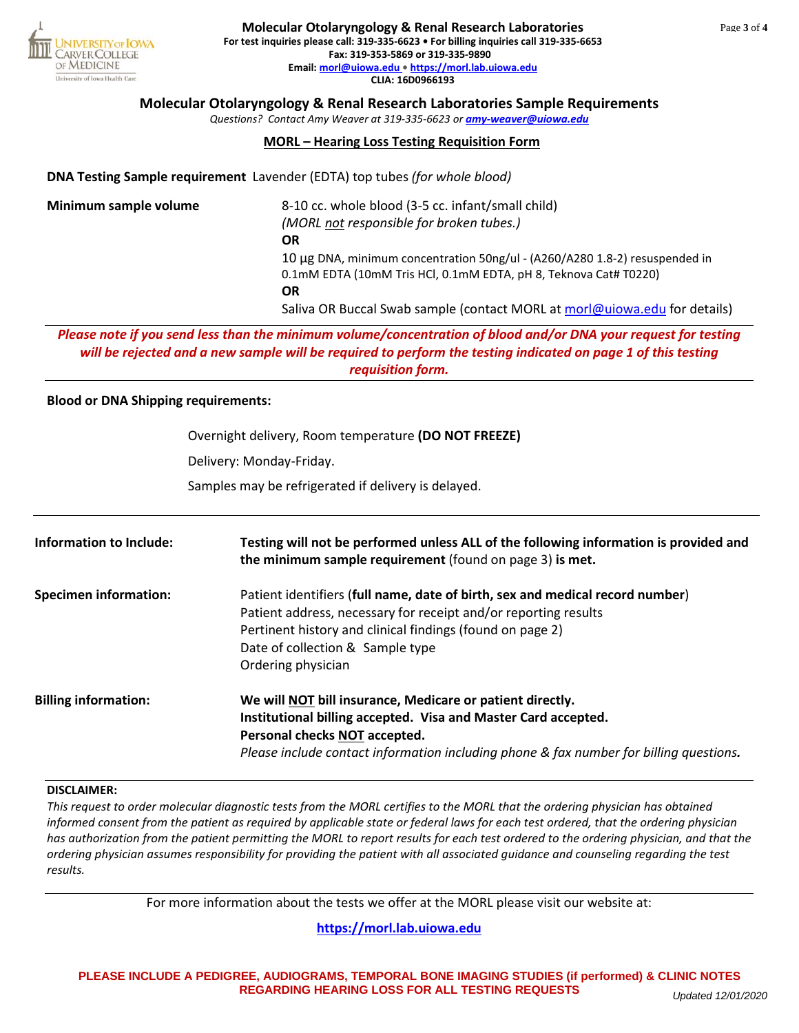**Molecular Otolaryngology & Renal Research Laboratories**
**For test inquiries please call: 319-335-6623 • For billing inquiries call 319-335-6653**
**Fax: 319-353-5869 or 319-335-9890**
**Email: morl@uiowa.edu • https://morl.lab.uiowa.edu**
**CLIA: 16D0966193**

## Molecular Otolaryngology & Renal Research Laboratories Sample Requirements

*Questions? Contact Amy Weaver at 319-335-6623 or amy-weaver@uiowa.edu*

### MORL – Hearing Loss Testing Requisition Form

**DNA Testing Sample requirement** Lavender (EDTA) top tubes *(for whole blood)*

**Minimum sample volume**

8-10 cc. whole blood (3-5 cc. infant/small child)
*(MORL not responsible for broken tubes.)*
**OR**
10 µg DNA, minimum concentration 50ng/ul - (A260/A280 1.8-2) resuspended in 0.1mM EDTA (10mM Tris HCl, 0.1mM EDTA, pH 8, Teknova Cat# T0220)
**OR**
Saliva OR Buccal Swab sample (contact MORL at morl@uiowa.edu for details)

***Please note if you send less than the minimum volume/concentration of blood and/or DNA your request for testing will be rejected and a new sample will be required to perform the testing indicated on page 1 of this testing requisition form.***

**Blood or DNA Shipping requirements:**

Overnight delivery, Room temperature **(DO NOT FREEZE)**

Delivery: Monday-Friday.

Samples may be refrigerated if delivery is delayed.

---

**Information to Include:** **Testing will not be performed unless ALL of the following information is provided and the minimum sample requirement** (found on page 3) **is met.**

**Specimen information:**

Patient identifiers (**full name, date of birth, sex and medical record number**)
Patient address, necessary for receipt and/or reporting results
Pertinent history and clinical findings (found on page 2)
Date of collection & Sample type
Ordering physician

**Billing information:**

**We will NOT bill insurance, Medicare or patient directly.**
**Institutional billing accepted. Visa and Master Card accepted.**
**Personal checks NOT accepted.**
*Please include contact information including phone & fax number for billing questions.*

---

**DISCLAIMER:**

*This request to order molecular diagnostic tests from the MORL certifies to the MORL that the ordering physician has obtained informed consent from the patient as required by applicable state or federal laws for each test ordered, that the ordering physician has authorization from the patient permitting the MORL to report results for each test ordered to the ordering physician, and that the ordering physician assumes responsibility for providing the patient with all associated guidance and counseling regarding the test results.*

---

For more information about the tests we offer at the MORL please visit our website at:

**https://morl.lab.uiowa.edu**

**PLEASE INCLUDE A PEDIGREE, AUDIOGRAMS, TEMPORAL BONE IMAGING STUDIES (if performed) & CLINIC NOTES REGARDING HEARING LOSS FOR ALL TESTING REQUESTS**

*Updated 12/01/2020*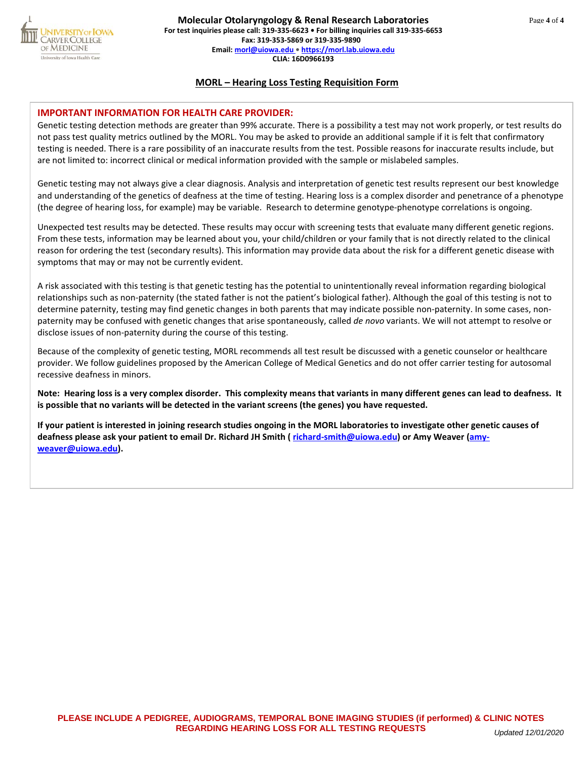# MORL – Hearing Loss Testing Requisition Form

## IMPORTANT INFORMATION FOR HEALTH CARE PROVIDER:

Genetic testing detection methods are greater than 99% accurate. There is a possibility a test may not work properly, or test results do not pass test quality metrics outlined by the MORL. You may be asked to provide an additional sample if it is felt that confirmatory testing is needed. There is a rare possibility of an inaccurate results from the test. Possible reasons for inaccurate results include, but are not limited to: incorrect clinical or medical information provided with the sample or mislabeled samples.

Genetic testing may not always give a clear diagnosis. Analysis and interpretation of genetic test results represent our best knowledge and understanding of the genetics of deafness at the time of testing. Hearing loss is a complex disorder and penetrance of a phenotype (the degree of hearing loss, for example) may be variable. Research to determine genotype-phenotype correlations is ongoing.

Unexpected test results may be detected. These results may occur with screening tests that evaluate many different genetic regions. From these tests, information may be learned about you, your child/children or your family that is not directly related to the clinical reason for ordering the test (secondary results). This information may provide data about the risk for a different genetic disease with symptoms that may or may not be currently evident.

A risk associated with this testing is that genetic testing has the potential to unintentionally reveal information regarding biological relationships such as non-paternity (the stated father is not the patient's biological father). Although the goal of this testing is not to determine paternity, testing may find genetic changes in both parents that may indicate possible non-paternity. In some cases, non-paternity may be confused with genetic changes that arise spontaneously, called *de novo* variants. We will not attempt to resolve or disclose issues of non-paternity during the course of this testing.

Because of the complexity of genetic testing, MORL recommends all test result be discussed with a genetic counselor or healthcare provider. We follow guidelines proposed by the American College of Medical Genetics and do not offer carrier testing for autosomal recessive deafness in minors.

**Note: Hearing loss is a very complex disorder. This complexity means that variants in many different genes can lead to deafness. It is possible that no variants will be detected in the variant screens (the genes) you have requested.**

**If your patient is interested in joining research studies ongoing in the MORL laboratories to investigate other genetic causes of deafness please ask your patient to email Dr. Richard JH Smith ( richard-smith@uiowa.edu) or Amy Weaver (amy-weaver@uiowa.edu).**

**PLEASE INCLUDE A PEDIGREE, AUDIOGRAMS, TEMPORAL BONE IMAGING STUDIES (if performed) & CLINIC NOTES REGARDING HEARING LOSS FOR ALL TESTING REQUESTS**

*Updated 12/01/2020*